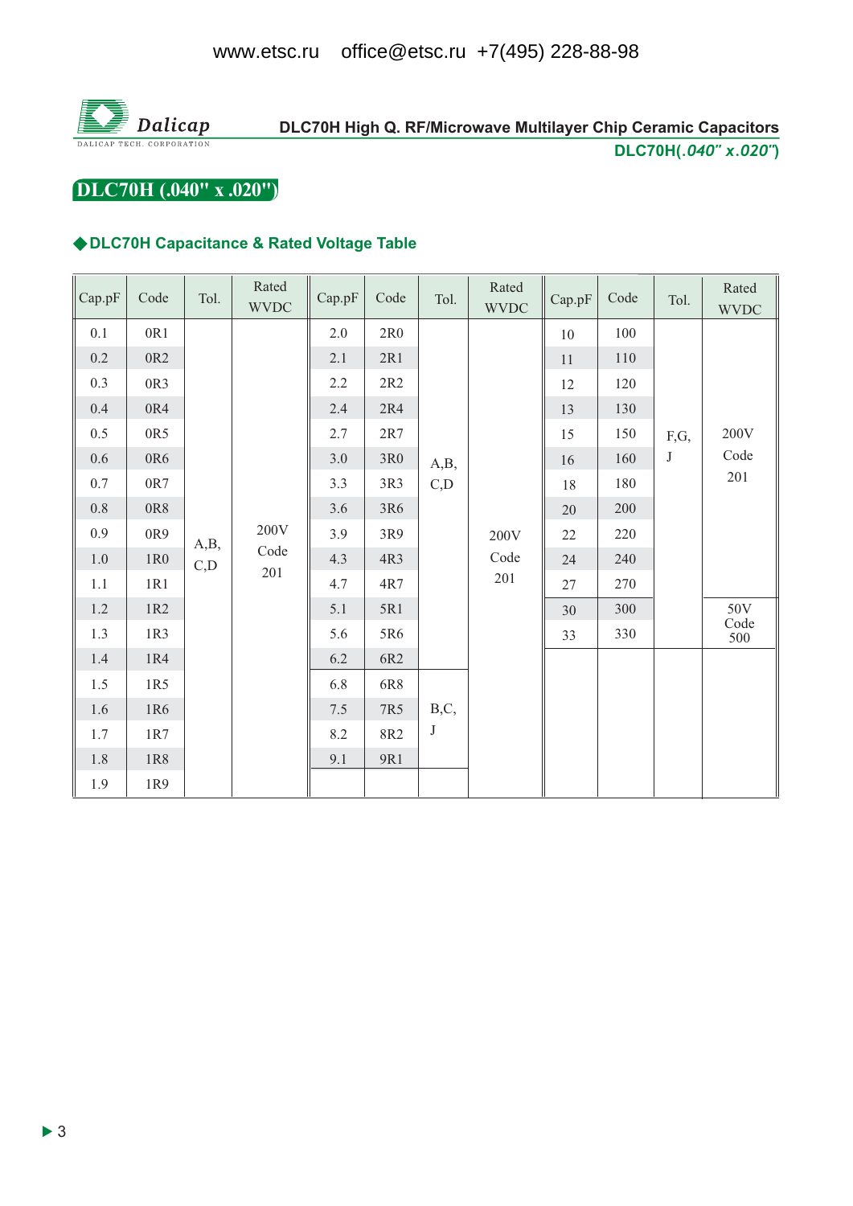DLC70H High Q. RF/Microwave Multilayer Chip Ceramic Capacitors

**DLC70H(*.040" x.020"*)**

## DLC70H (.040" x .020")

### ◆DLC70H Capacitance & Rated Voltage Table

| Cap.pF | Code | Tol. | Rated WVDC | Cap.pF | Code | Tol. | Rated WVDC | Cap.pF | Code | Tol. | Rated WVDC |
|---|---|---|---|---|---|---|---|---|---|---|---|
| 0.1 | 0R1 | A,B, C,D | 200V Code 201 | 2.0 | 2R0 | A,B, C,D | 200V Code 201 | 10 | 100 | F,G, J | 200V Code 201 |
| 0.2 | 0R2 | | | 2.1 | 2R1 | | | 11 | 110 | | |
| 0.3 | 0R3 | | | 2.2 | 2R2 | | | 12 | 120 | | |
| 0.4 | 0R4 | | | 2.4 | 2R4 | | | 13 | 130 | | |
| 0.5 | 0R5 | | | 2.7 | 2R7 | | | 15 | 150 | | |
| 0.6 | 0R6 | | | 3.0 | 3R0 | | | 16 | 160 | | |
| 0.7 | 0R7 | | | 3.3 | 3R3 | | | 18 | 180 | | |
| 0.8 | 0R8 | | | 3.6 | 3R6 | | | 20 | 200 | | |
| 0.9 | 0R9 | | | 3.9 | 3R9 | | | 22 | 220 | | |
| 1.0 | 1R0 | | | 4.3 | 4R3 | | | 24 | 240 | | |
| 1.1 | 1R1 | | | 4.7 | 4R7 | | | 27 | 270 | | |
| 1.2 | 1R2 | | | 5.1 | 5R1 | | | 30 | 300 | | 50V Code 500 |
| 1.3 | 1R3 | | | 5.6 | 5R6 | | | 33 | 330 | | |
| 1.4 | 1R4 | | | 6.2 | 6R2 | | | | | | |
| 1.5 | 1R5 | | | 6.8 | 6R8 | B,C, J | | | | | |
| 1.6 | 1R6 | | | 7.5 | 7R5 | | | | | | |
| 1.7 | 1R7 | | | 8.2 | 8R2 | | | | | | |
| 1.8 | 1R8 | | | 9.1 | 9R1 | | | | | | |
| 1.9 | 1R9 | | | | | | | | | | |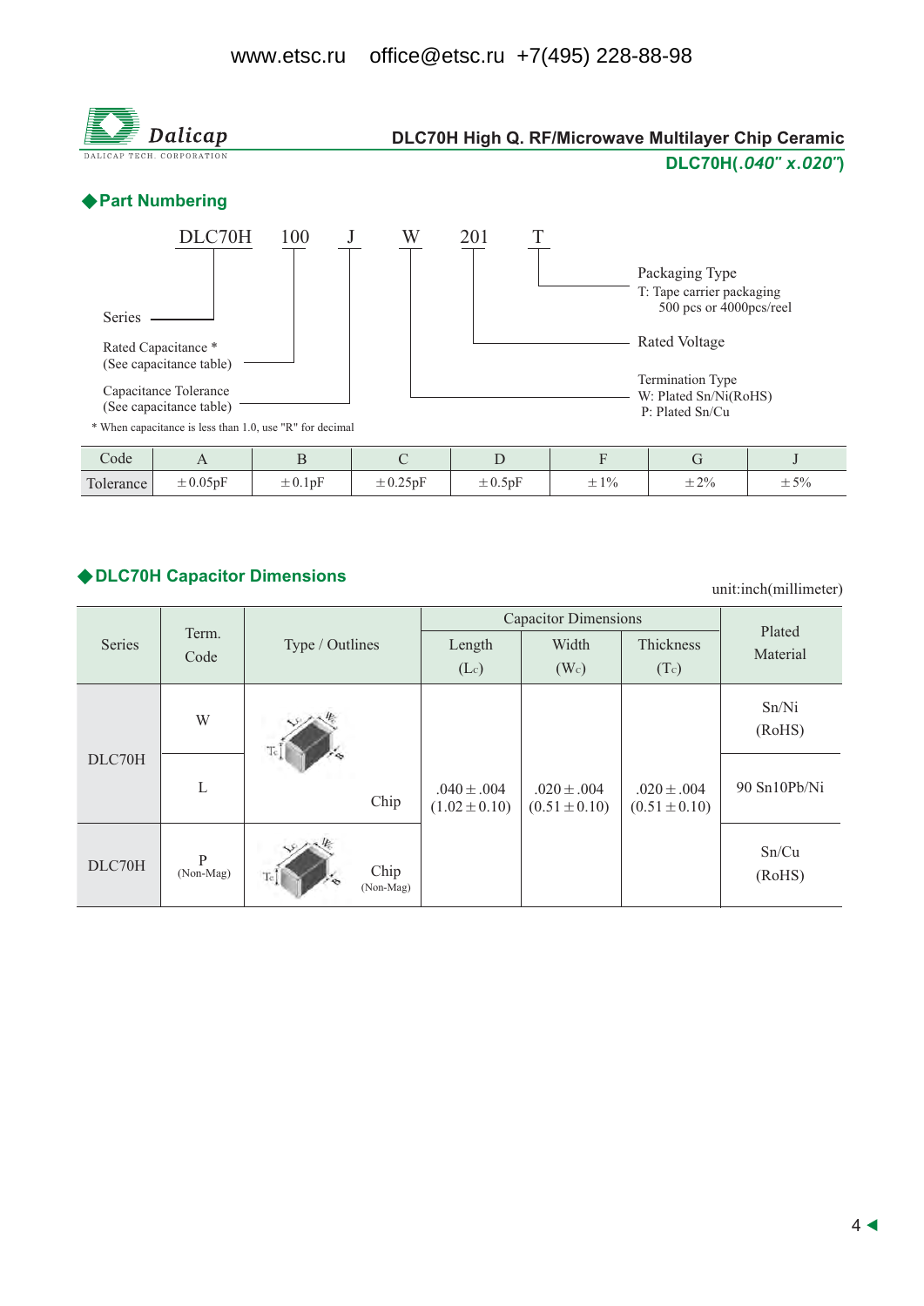www.etsc.ru office@etsc.ru +7(495) 228-88-98

Dalicap
DALICAP TECH. CORPORATION

# DLC70H High Q. RF/Microwave Multilayer Chip Ceramic

**DLC70H(.040" x.020")**

## ◆Part Numbering

DLC70H 100 J W 201 T

- DLC70H — Series
- 100 — Rated Capacitance * (See capacitance table)
- J — Capacitance Tolerance (See capacitance table)
- W — Termination Type
  - W: Plated Sn/Ni(RoHS)
  - P: Plated Sn/Cu
- 201 — Rated Voltage
- T — Packaging Type
  - T: Tape carrier packaging
    500 pcs or 4000pcs/reel

* When capacitance is less than 1.0, use "R" for decimal

| Code | A | B | C | D | F | G | J |
|---|---|---|---|---|---|---|---|
| Tolerance | ±0.05pF | ±0.1pF | ±0.25pF | ±0.5pF | ±1% | ±2% | ±5% |

## ◆DLC70H Capacitor Dimensions

unit:inch(millimeter)

| Series | Term. Code | Type / Outlines | Capacitor Dimensions | | | Plated Material |
|---|---|---|---|---|---|---|
| | | | Length ($L_c$) | Width ($W_c$) | Thickness ($T_c$) | |
| DLC70H | W | Chip | .040±.004 (1.02±0.10) | .020±.004 (0.51±0.10) | .020±.004 (0.51±0.10) | Sn/Ni (RoHS) |
| DLC70H | L | Chip | .040±.004 (1.02±0.10) | .020±.004 (0.51±0.10) | .020±.004 (0.51±0.10) | 90 Sn10Pb/Ni |
| DLC70H | P (Non-Mag) | Chip (Non-Mag) | .040±.004 (1.02±0.10) | .020±.004 (0.51±0.10) | .020±.004 (0.51±0.10) | Sn/Cu (RoHS) |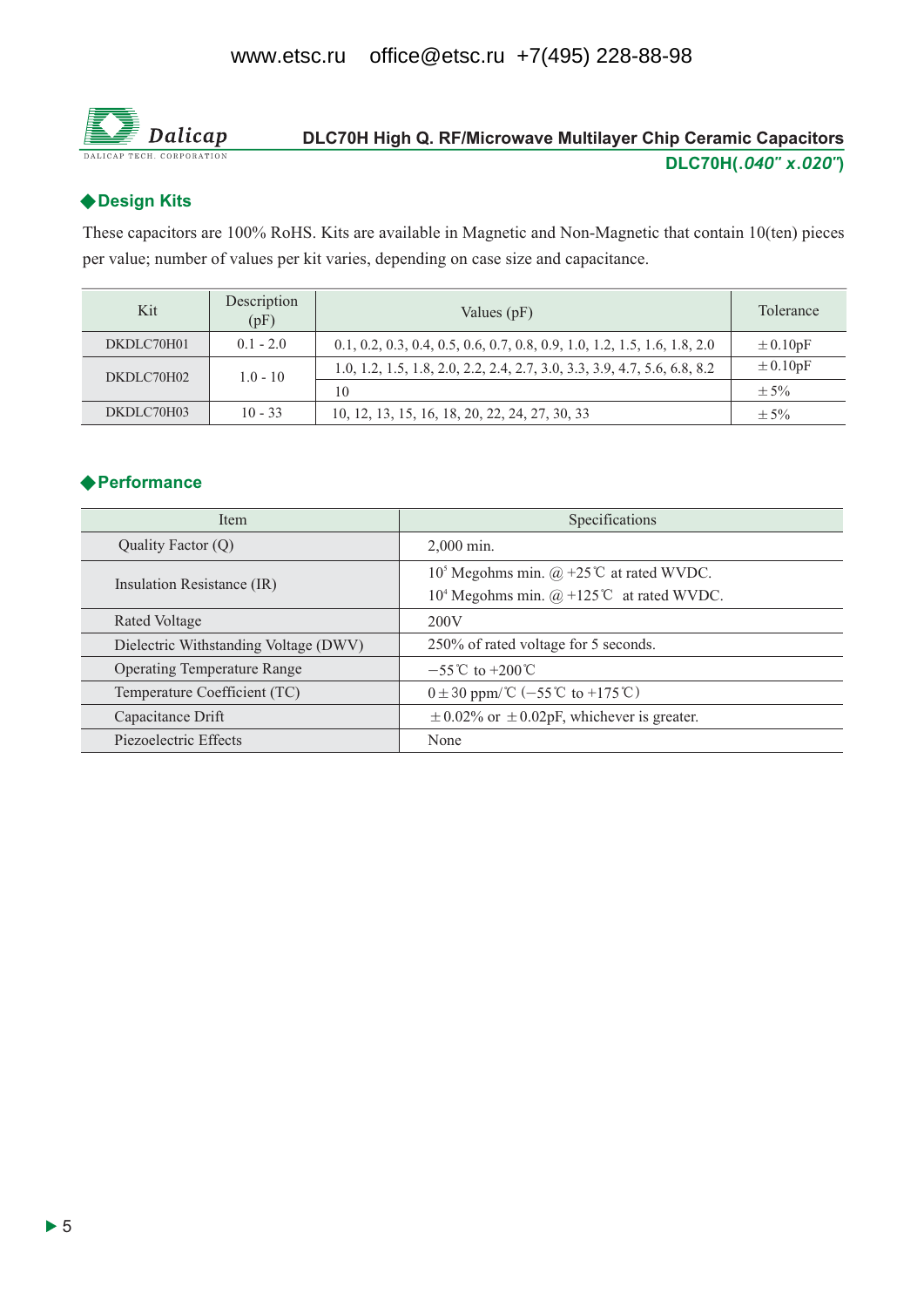## DLC70H High Q. RF/Microwave Multilayer Chip Ceramic Capacitors

**DLC70H(*.040" x.020"*)**

## ◆Design Kits

These capacitors are 100% RoHS. Kits are available in Magnetic and Non-Magnetic that contain 10(ten) pieces per value; number of values per kit varies, depending on case size and capacitance.

| Kit | Description (pF) | Values (pF) | Tolerance |
|---|---|---|---|
| DKDLC70H01 | 0.1 - 2.0 | 0.1, 0.2, 0.3, 0.4, 0.5, 0.6, 0.7, 0.8, 0.9, 1.0, 1.2, 1.5, 1.6, 1.8, 2.0 | ±0.10pF |
| DKDLC70H02 | 1.0 - 10 | 1.0, 1.2, 1.5, 1.8, 2.0, 2.2, 2.4, 2.7, 3.0, 3.3, 3.9, 4.7, 5.6, 6.8, 8.2 | ±0.10pF |
| | | 10 | ±5% |
| DKDLC70H03 | 10 - 33 | 10, 12, 13, 15, 16, 18, 20, 22, 24, 27, 30, 33 | ±5% |

## ◆Performance

| Item | Specifications |
|---|---|
| Quality Factor (Q) | 2,000 min. |
| Insulation Resistance (IR) | $10^5$ Megohms min. @ +25℃ at rated WVDC.<br>$10^4$ Megohms min. @ +125℃ at rated WVDC. |
| Rated Voltage | 200V |
| Dielectric Withstanding Voltage (DWV) | 250% of rated voltage for 5 seconds. |
| Operating Temperature Range | −55℃ to +200℃ |
| Temperature Coefficient (TC) | 0±30 ppm/℃ (−55℃ to +175℃) |
| Capacitance Drift | ±0.02% or ±0.02pF, whichever is greater. |
| Piezoelectric Effects | None |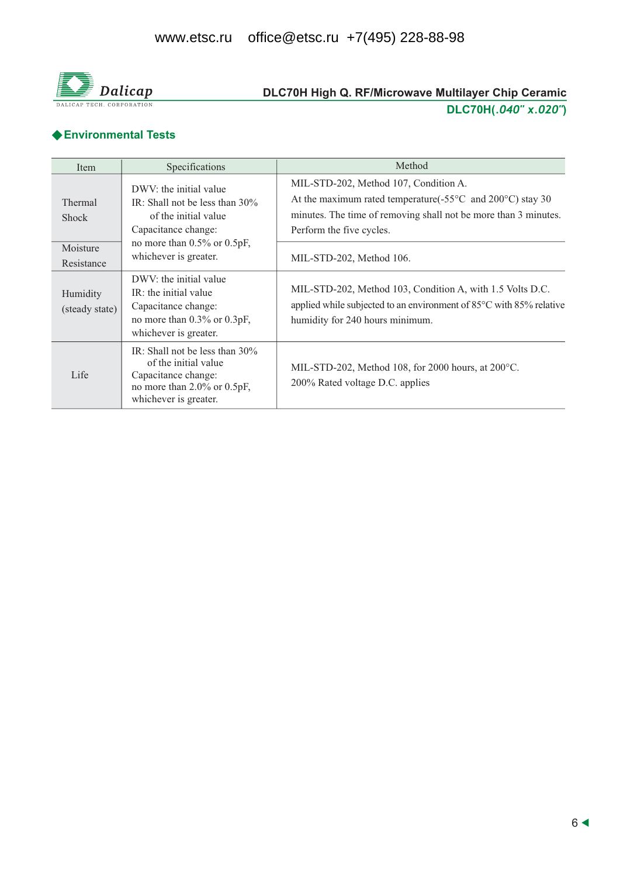## ◆Environmental Tests

| Item | Specifications | Method |
|---|---|---|
| Thermal Shock | DWV: the initial value<br>IR: Shall not be less than 30% of the initial value<br>Capacitance change:<br>no more than 0.5% or 0.5pF, whichever is greater. | MIL-STD-202, Method 107, Condition A.<br>At the maximum rated temperature(-55°C and 200°C) stay 30 minutes. The time of removing shall not be more than 3 minutes. Perform the five cycles. |
| Moisture Resistance | | MIL-STD-202, Method 106. |
| Humidity (steady state) | DWV: the initial value<br>IR: the initial value<br>Capacitance change:<br>no more than 0.3% or 0.3pF, whichever is greater. | MIL-STD-202, Method 103, Condition A, with 1.5 Volts D.C. applied while subjected to an environment of 85°C with 85% relative humidity for 240 hours minimum. |
| Life | IR: Shall not be less than 30% of the initial value<br>Capacitance change:<br>no more than 2.0% or 0.5pF, whichever is greater. | MIL-STD-202, Method 108, for 2000 hours, at 200°C.<br>200% Rated voltage D.C. applies |